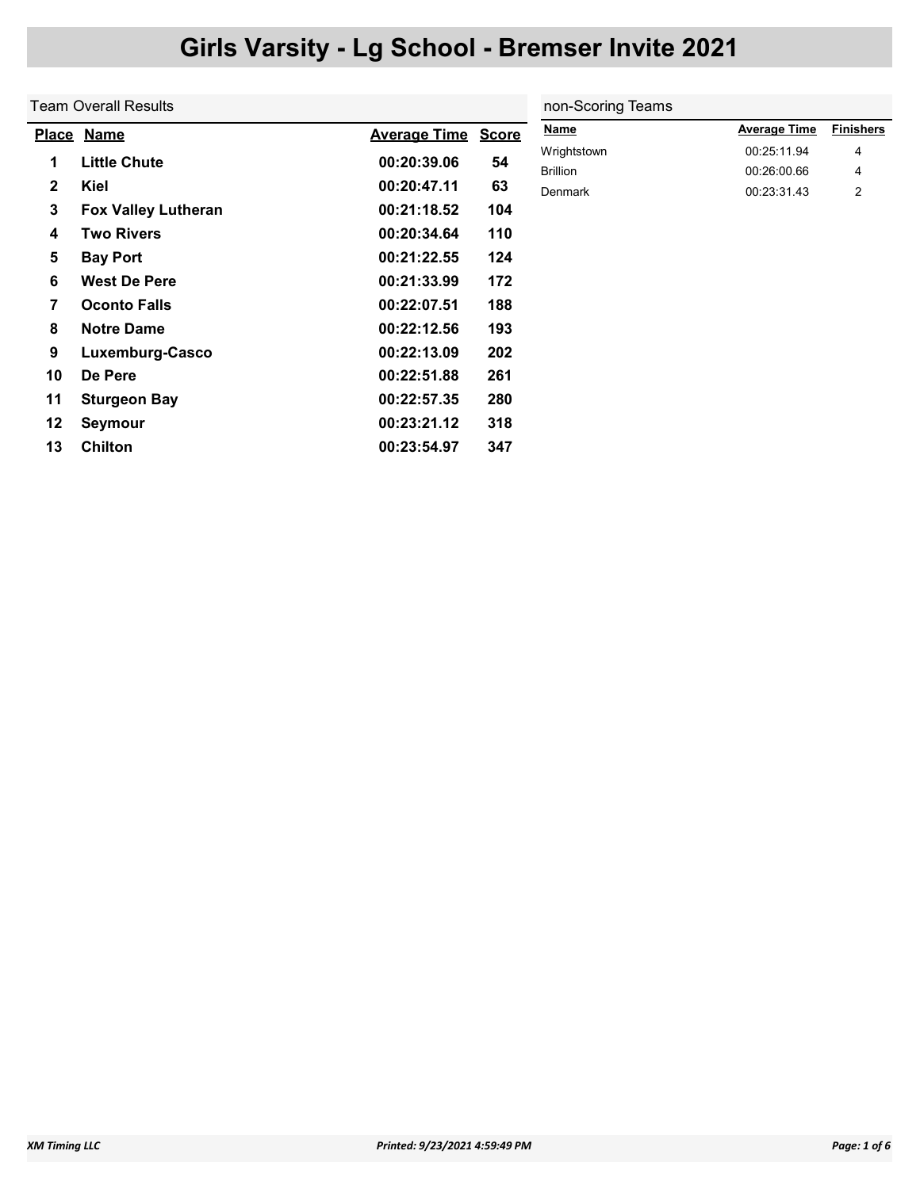# Girls Varsity - Lg School - Bremser Invite 2021

## Team Overall Results

| Place | Name | Average Time | Score |
|---|---|---|---|
| 1 | Little Chute | 00:20:39.06 | 54 |
| 2 | Kiel | 00:20:47.11 | 63 |
| 3 | Fox Valley Lutheran | 00:21:18.52 | 104 |
| 4 | Two Rivers | 00:20:34.64 | 110 |
| 5 | Bay Port | 00:21:22.55 | 124 |
| 6 | West De Pere | 00:21:33.99 | 172 |
| 7 | Oconto Falls | 00:22:07.51 | 188 |
| 8 | Notre Dame | 00:22:12.56 | 193 |
| 9 | Luxemburg-Casco | 00:22:13.09 | 202 |
| 10 | De Pere | 00:22:51.88 | 261 |
| 11 | Sturgeon Bay | 00:22:57.35 | 280 |
| 12 | Seymour | 00:23:21.12 | 318 |
| 13 | Chilton | 00:23:54.97 | 347 |

## non-Scoring Teams

| Name | Average Time | Finishers |
|---|---|---|
| Wrightstown | 00:25:11.94 | 4 |
| Brillion | 00:26:00.66 | 4 |
| Denmark | 00:23:31.43 | 2 |

*XM Timing LLC* *Printed: 9/23/2021 4:59:49 PM*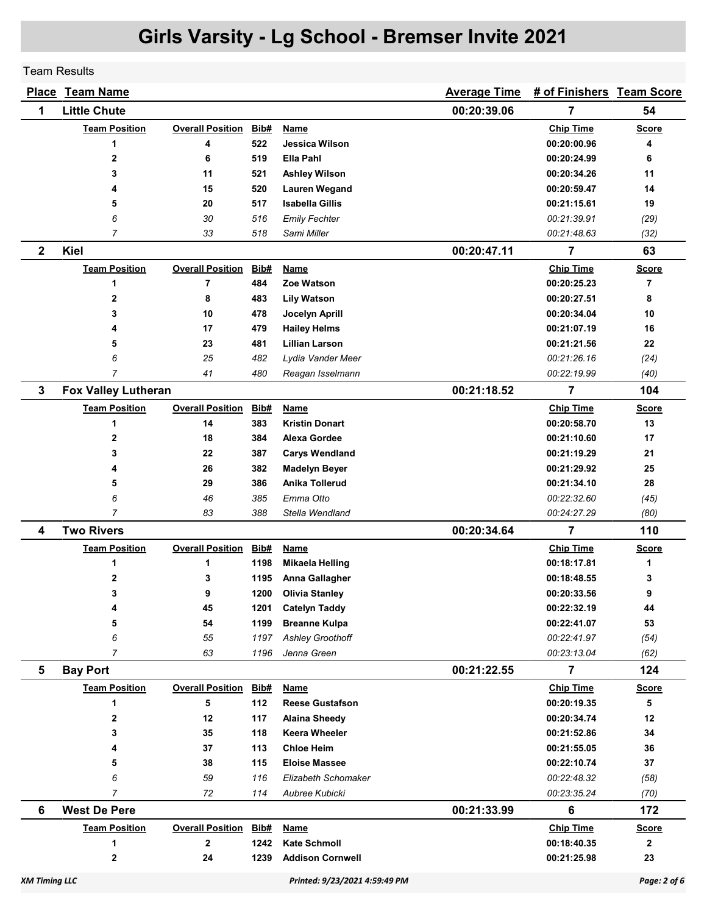# Girls Varsity - Lg School - Bremser Invite 2021

Team Results

| Place | Team Name | Average Time | # of Finishers | Team Score |
|---|---|---|---|---|
| 1 | Little Chute | 00:20:39.06 | 7 | 54 |

| Team Position | Overall Position | Bib# | Name | Chip Time | Score |
|---|---|---|---|---|---|
| 1 | 4 | 522 | **Jessica Wilson** | 00:20:00.96 | 4 |
| 2 | 6 | 519 | **Ella Pahl** | 00:20:24.99 | 6 |
| 3 | 11 | 521 | **Ashley Wilson** | 00:20:34.26 | 11 |
| 4 | 15 | 520 | **Lauren Wegand** | 00:20:59.47 | 14 |
| 5 | 20 | 517 | **Isabella Gillis** | 00:21:15.61 | 19 |
| *6* | *30* | *516* | *Emily Fechter* | *00:21:39.91* | *(29)* |
| *7* | *33* | *518* | *Sami Miller* | *00:21:48.63* | *(32)* |

| Place | Team Name | Average Time | # of Finishers | Team Score |
|---|---|---|---|---|
| 2 | Kiel | 00:20:47.11 | 7 | 63 |

| Team Position | Overall Position | Bib# | Name | Chip Time | Score |
|---|---|---|---|---|---|
| 1 | 7 | 484 | **Zoe Watson** | 00:20:25.23 | 7 |
| 2 | 8 | 483 | **Lily Watson** | 00:20:27.51 | 8 |
| 3 | 10 | 478 | **Jocelyn Aprill** | 00:20:34.04 | 10 |
| 4 | 17 | 479 | **Hailey Helms** | 00:21:07.19 | 16 |
| 5 | 23 | 481 | **Lillian Larson** | 00:21:21.56 | 22 |
| *6* | *25* | *482* | *Lydia Vander Meer* | *00:21:26.16* | *(24)* |
| *7* | *41* | *480* | *Reagan Isselmann* | *00:22:19.99* | *(40)* |

| Place | Team Name | Average Time | # of Finishers | Team Score |
|---|---|---|---|---|
| 3 | Fox Valley Lutheran | 00:21:18.52 | 7 | 104 |

| Team Position | Overall Position | Bib# | Name | Chip Time | Score |
|---|---|---|---|---|---|
| 1 | 14 | 383 | **Kristin Donart** | 00:20:58.70 | 13 |
| 2 | 18 | 384 | **Alexa Gordee** | 00:21:10.60 | 17 |
| 3 | 22 | 387 | **Carys Wendland** | 00:21:19.29 | 21 |
| 4 | 26 | 382 | **Madelyn Beyer** | 00:21:29.92 | 25 |
| 5 | 29 | 386 | **Anika Tollerud** | 00:21:34.10 | 28 |
| *6* | *46* | *385* | *Emma Otto* | *00:22:32.60* | *(45)* |
| *7* | *83* | *388* | *Stella Wendland* | *00:24:27.29* | *(80)* |

| Place | Team Name | Average Time | # of Finishers | Team Score |
|---|---|---|---|---|
| 4 | Two Rivers | 00:20:34.64 | 7 | 110 |

| Team Position | Overall Position | Bib# | Name | Chip Time | Score |
|---|---|---|---|---|---|
| 1 | 1 | 1198 | **Mikaela Helling** | 00:18:17.81 | 1 |
| 2 | 3 | 1195 | **Anna Gallagher** | 00:18:48.55 | 3 |
| 3 | 9 | 1200 | **Olivia Stanley** | 00:20:33.56 | 9 |
| 4 | 45 | 1201 | **Catelyn Taddy** | 00:22:32.19 | 44 |
| 5 | 54 | 1199 | **Breanne Kulpa** | 00:22:41.07 | 53 |
| *6* | *55* | *1197* | *Ashley Groothoff* | *00:22:41.97* | *(54)* |
| *7* | *63* | *1196* | *Jenna Green* | *00:23:13.04* | *(62)* |

| Place | Team Name | Average Time | # of Finishers | Team Score |
|---|---|---|---|---|
| 5 | Bay Port | 00:21:22.55 | 7 | 124 |

| Team Position | Overall Position | Bib# | Name | Chip Time | Score |
|---|---|---|---|---|---|
| 1 | 5 | 112 | **Reese Gustafson** | 00:20:19.35 | 5 |
| 2 | 12 | 117 | **Alaina Sheedy** | 00:20:34.74 | 12 |
| 3 | 35 | 118 | **Keera Wheeler** | 00:21:52.86 | 34 |
| 4 | 37 | 113 | **Chloe Heim** | 00:21:55.05 | 36 |
| 5 | 38 | 115 | **Eloise Massee** | 00:22:10.74 | 37 |
| *6* | *59* | *116* | *Elizabeth Schomaker* | *00:22:48.32* | *(58)* |
| *7* | *72* | *114* | *Aubree Kubicki* | *00:23:35.24* | *(70)* |

| Place | Team Name | Average Time | # of Finishers | Team Score |
|---|---|---|---|---|
| 6 | West De Pere | 00:21:33.99 | 6 | 172 |

| Team Position | Overall Position | Bib# | Name | Chip Time | Score |
|---|---|---|---|---|---|
| 1 | 2 | 1242 | **Kate Schmoll** | 00:18:40.35 | 2 |
| 2 | 24 | 1239 | **Addison Cornwell** | 00:21:25.98 | 23 |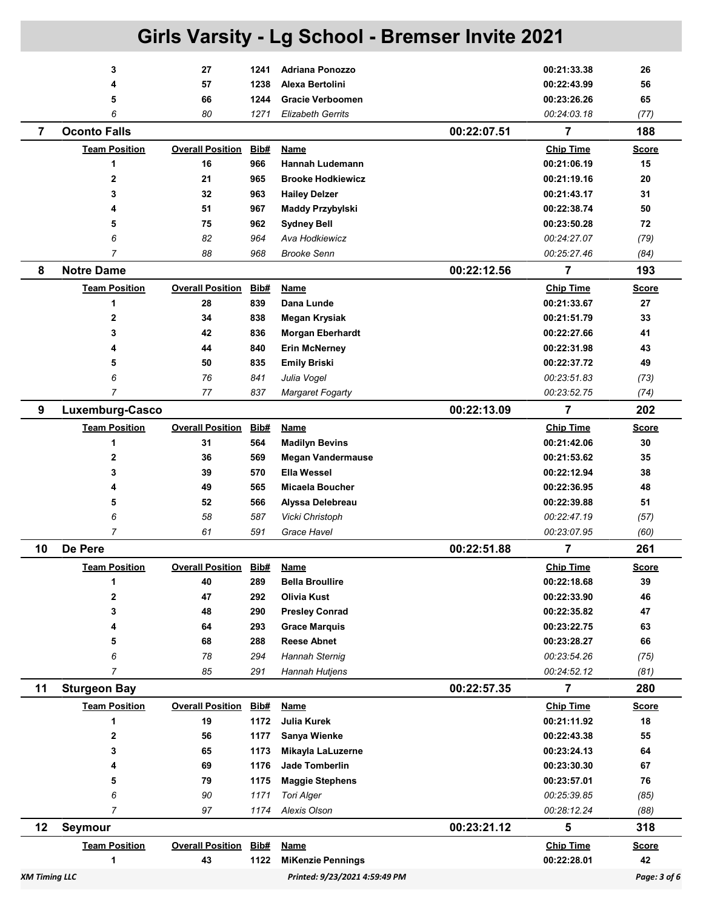# Girls Varsity - Lg School - Bremser Invite 2021

| Team Position | Overall Position | Bib# | Name | Chip Time | Score |
|---|---|---|---|---|---|
| 3 | 27 | 1241 | **Adriana Ponozzo** | 00:21:33.38 | 26 |
| 4 | 57 | 1238 | **Alexa Bertolini** | 00:22:43.99 | 56 |
| 5 | 66 | 1244 | **Gracie Verboomen** | 00:23:26.26 | 65 |
| *6* | *80* | *1271* | *Elizabeth Gerrits* | *00:24:03.18* | *(77)* |

## 7 Oconto Falls — 00:22:07.51 — 7 — 188

| Team Position | Overall Position | Bib# | Name | Chip Time | Score |
|---|---|---|---|---|---|
| 1 | 16 | 966 | **Hannah Ludemann** | 00:21:06.19 | 15 |
| 2 | 21 | 965 | **Brooke Hodkiewicz** | 00:21:19.16 | 20 |
| 3 | 32 | 963 | **Hailey Delzer** | 00:21:43.17 | 31 |
| 4 | 51 | 967 | **Maddy Przybylski** | 00:22:38.74 | 50 |
| 5 | 75 | 962 | **Sydney Bell** | 00:23:50.28 | 72 |
| *6* | *82* | *964* | *Ava Hodkiewicz* | *00:24:27.07* | *(79)* |
| *7* | *88* | *968* | *Brooke Senn* | *00:25:27.46* | *(84)* |

## 8 Notre Dame — 00:22:12.56 — 7 — 193

| Team Position | Overall Position | Bib# | Name | Chip Time | Score |
|---|---|---|---|---|---|
| 1 | 28 | 839 | **Dana Lunde** | 00:21:33.67 | 27 |
| 2 | 34 | 838 | **Megan Krysiak** | 00:21:51.79 | 33 |
| 3 | 42 | 836 | **Morgan Eberhardt** | 00:22:27.66 | 41 |
| 4 | 44 | 840 | **Erin McNerney** | 00:22:31.98 | 43 |
| 5 | 50 | 835 | **Emily Briski** | 00:22:37.72 | 49 |
| *6* | *76* | *841* | *Julia Vogel* | *00:23:51.83* | *(73)* |
| *7* | *77* | *837* | *Margaret Fogarty* | *00:23:52.75* | *(74)* |

## 9 Luxemburg-Casco — 00:22:13.09 — 7 — 202

| Team Position | Overall Position | Bib# | Name | Chip Time | Score |
|---|---|---|---|---|---|
| 1 | 31 | 564 | **Madilyn Bevins** | 00:21:42.06 | 30 |
| 2 | 36 | 569 | **Megan Vandermause** | 00:21:53.62 | 35 |
| 3 | 39 | 570 | **Ella Wessel** | 00:22:12.94 | 38 |
| 4 | 49 | 565 | **Micaela Boucher** | 00:22:36.95 | 48 |
| 5 | 52 | 566 | **Alyssa Delebreau** | 00:22:39.88 | 51 |
| *6* | *58* | *587* | *Vicki Christoph* | *00:22:47.19* | *(57)* |
| *7* | *61* | *591* | *Grace Havel* | *00:23:07.95* | *(60)* |

## 10 De Pere — 00:22:51.88 — 7 — 261

| Team Position | Overall Position | Bib# | Name | Chip Time | Score |
|---|---|---|---|---|---|
| 1 | 40 | 289 | **Bella Broullire** | 00:22:18.68 | 39 |
| 2 | 47 | 292 | **Olivia Kust** | 00:22:33.90 | 46 |
| 3 | 48 | 290 | **Presley Conrad** | 00:22:35.82 | 47 |
| 4 | 64 | 293 | **Grace Marquis** | 00:23:22.75 | 63 |
| 5 | 68 | 288 | **Reese Abnet** | 00:23:28.27 | 66 |
| *6* | *78* | *294* | *Hannah Sternig* | *00:23:54.26* | *(75)* |
| *7* | *85* | *291* | *Hannah Hutjens* | *00:24:52.12* | *(81)* |

## 11 Sturgeon Bay — 00:22:57.35 — 7 — 280

| Team Position | Overall Position | Bib# | Name | Chip Time | Score |
|---|---|---|---|---|---|
| 1 | 19 | 1172 | **Julia Kurek** | 00:21:11.92 | 18 |
| 2 | 56 | 1177 | **Sanya Wienke** | 00:22:43.38 | 55 |
| 3 | 65 | 1173 | **Mikayla LaLuzerne** | 00:23:24.13 | 64 |
| 4 | 69 | 1176 | **Jade Tomberlin** | 00:23:30.30 | 67 |
| 5 | 79 | 1175 | **Maggie Stephens** | 00:23:57.01 | 76 |
| *6* | *90* | *1171* | *Tori Alger* | *00:25:39.85* | *(85)* |
| *7* | *97* | *1174* | *Alexis Olson* | *00:28:12.24* | *(88)* |

## 12 Seymour — 00:23:21.12 — 5 — 318

| Team Position | Overall Position | Bib# | Name | Chip Time | Score |
|---|---|---|---|---|---|
| 1 | 43 | 1122 | **MiKenzie Pennings** | 00:22:28.01 | 42 |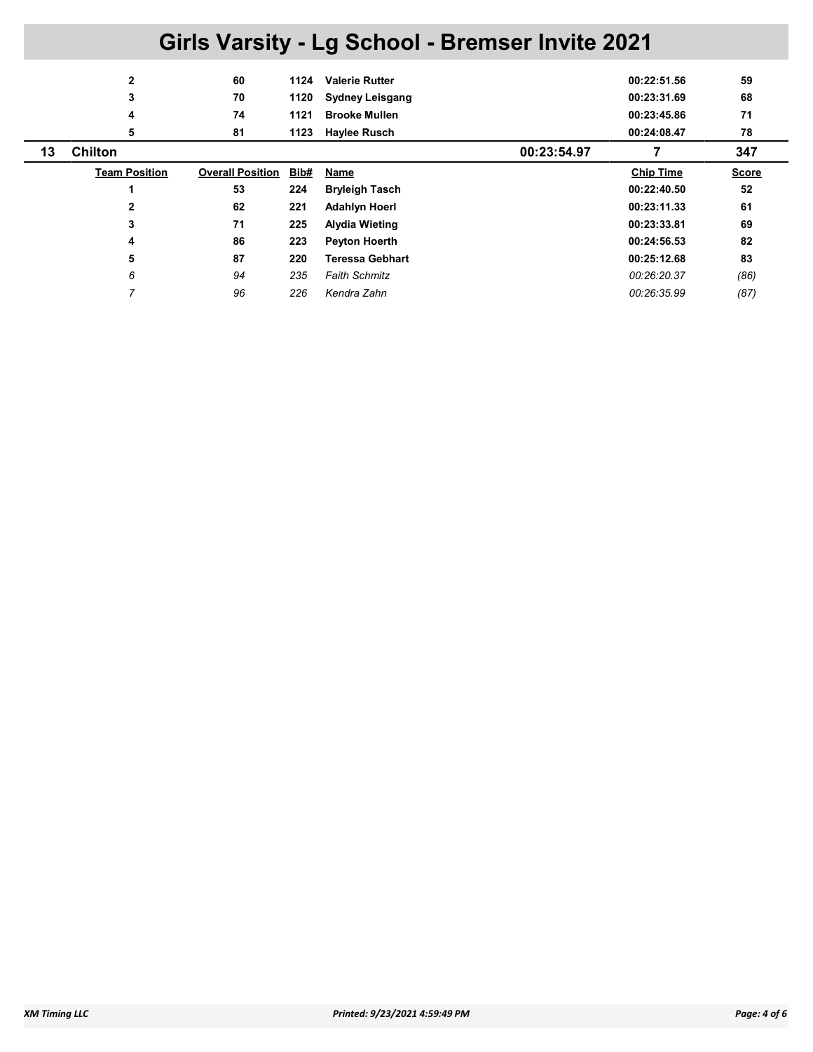# Girls Varsity - Lg School - Bremser Invite 2021

| | | | | | | | |
|---|---|---|---|---|---|---|---|
| | 2 | 60 | 1124 | **Valerie Rutter** | | 00:22:51.56 | 59 |
| | 3 | 70 | 1120 | **Sydney Leisgang** | | 00:23:31.69 | 68 |
| | 4 | 74 | 1121 | **Brooke Mullen** | | 00:23:45.86 | 71 |
| | 5 | 81 | 1123 | **Haylee Rusch** | | 00:24:08.47 | 78 |
| **13** | **Chilton** | | | | **00:23:54.97** | **7** | **347** |
| | **Team Position** | **Overall Position** | **Bib#** | **Name** | | **Chip Time** | **Score** |
| | 1 | 53 | 224 | **Bryleigh Tasch** | | 00:22:40.50 | 52 |
| | 2 | 62 | 221 | **Adahlyn Hoerl** | | 00:23:11.33 | 61 |
| | 3 | 71 | 225 | **Alydia Wieting** | | 00:23:33.81 | 69 |
| | 4 | 86 | 223 | **Peyton Hoerth** | | 00:24:56.53 | 82 |
| | 5 | 87 | 220 | **Teressa Gebhart** | | 00:25:12.68 | 83 |
| | *6* | *94* | *235* | *Faith Schmitz* | | *00:26:20.37* | *(86)* |
| | *7* | *96* | *226* | *Kendra Zahn* | | *00:26:35.99* | *(87)* |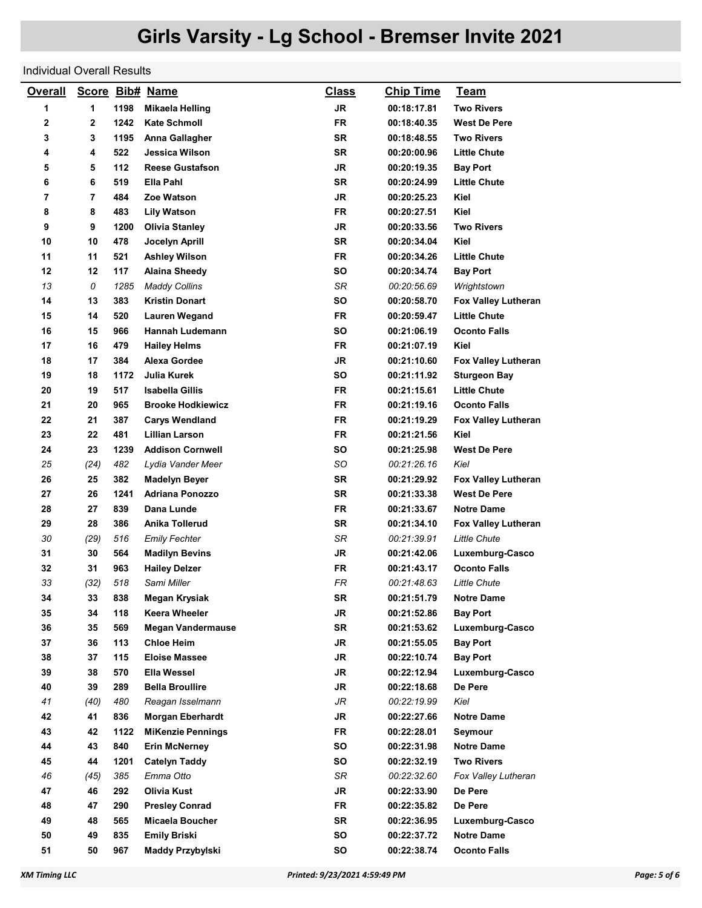# Girls Varsity - Lg School - Bremser Invite 2021

Individual Overall Results

| Overall | Score | Bib# | Name | Class | Chip Time | Team |
|---|---|---|---|---|---|---|
| 1 | 1 | 1198 | Mikaela Helling | JR | 00:18:17.81 | Two Rivers |
| 2 | 2 | 1242 | Kate Schmoll | FR | 00:18:40.35 | West De Pere |
| 3 | 3 | 1195 | Anna Gallagher | SR | 00:18:48.55 | Two Rivers |
| 4 | 4 | 522 | Jessica Wilson | SR | 00:20:00.96 | Little Chute |
| 5 | 5 | 112 | Reese Gustafson | JR | 00:20:19.35 | Bay Port |
| 6 | 6 | 519 | Ella Pahl | SR | 00:20:24.99 | Little Chute |
| 7 | 7 | 484 | Zoe Watson | JR | 00:20:25.23 | Kiel |
| 8 | 8 | 483 | Lily Watson | FR | 00:20:27.51 | Kiel |
| 9 | 9 | 1200 | Olivia Stanley | JR | 00:20:33.56 | Two Rivers |
| 10 | 10 | 478 | Jocelyn Aprill | SR | 00:20:34.04 | Kiel |
| 11 | 11 | 521 | Ashley Wilson | FR | 00:20:34.26 | Little Chute |
| 12 | 12 | 117 | Alaina Sheedy | SO | 00:20:34.74 | Bay Port |
| *13* | *0* | *1285* | *Maddy Collins* | *SR* | *00:20:56.69* | *Wrightstown* |
| 14 | 13 | 383 | Kristin Donart | SO | 00:20:58.70 | Fox Valley Lutheran |
| 15 | 14 | 520 | Lauren Wegand | FR | 00:20:59.47 | Little Chute |
| 16 | 15 | 966 | Hannah Ludemann | SO | 00:21:06.19 | Oconto Falls |
| 17 | 16 | 479 | Hailey Helms | FR | 00:21:07.19 | Kiel |
| 18 | 17 | 384 | Alexa Gordee | JR | 00:21:10.60 | Fox Valley Lutheran |
| 19 | 18 | 1172 | Julia Kurek | SO | 00:21:11.92 | Sturgeon Bay |
| 20 | 19 | 517 | Isabella Gillis | FR | 00:21:15.61 | Little Chute |
| 21 | 20 | 965 | Brooke Hodkiewicz | FR | 00:21:19.16 | Oconto Falls |
| 22 | 21 | 387 | Carys Wendland | FR | 00:21:19.29 | Fox Valley Lutheran |
| 23 | 22 | 481 | Lillian Larson | FR | 00:21:21.56 | Kiel |
| 24 | 23 | 1239 | Addison Cornwell | SO | 00:21:25.98 | West De Pere |
| *25* | *(24)* | *482* | *Lydia Vander Meer* | *SO* | *00:21:26.16* | *Kiel* |
| 26 | 25 | 382 | Madelyn Beyer | SR | 00:21:29.92 | Fox Valley Lutheran |
| 27 | 26 | 1241 | Adriana Ponozzo | SR | 00:21:33.38 | West De Pere |
| 28 | 27 | 839 | Dana Lunde | FR | 00:21:33.67 | Notre Dame |
| 29 | 28 | 386 | Anika Tollerud | SR | 00:21:34.10 | Fox Valley Lutheran |
| *30* | *(29)* | *516* | *Emily Fechter* | *SR* | *00:21:39.91* | *Little Chute* |
| 31 | 30 | 564 | Madilyn Bevins | JR | 00:21:42.06 | Luxemburg-Casco |
| 32 | 31 | 963 | Hailey Delzer | FR | 00:21:43.17 | Oconto Falls |
| *33* | *(32)* | *518* | *Sami Miller* | *FR* | *00:21:48.63* | *Little Chute* |
| 34 | 33 | 838 | Megan Krysiak | SR | 00:21:51.79 | Notre Dame |
| 35 | 34 | 118 | Keera Wheeler | JR | 00:21:52.86 | Bay Port |
| 36 | 35 | 569 | Megan Vandermause | SR | 00:21:53.62 | Luxemburg-Casco |
| 37 | 36 | 113 | Chloe Heim | JR | 00:21:55.05 | Bay Port |
| 38 | 37 | 115 | Eloise Massee | JR | 00:22:10.74 | Bay Port |
| 39 | 38 | 570 | Ella Wessel | JR | 00:22:12.94 | Luxemburg-Casco |
| 40 | 39 | 289 | Bella Broullire | JR | 00:22:18.68 | De Pere |
| *41* | *(40)* | *480* | *Reagan Isselmann* | *JR* | *00:22:19.99* | *Kiel* |
| 42 | 41 | 836 | Morgan Eberhardt | JR | 00:22:27.66 | Notre Dame |
| 43 | 42 | 1122 | MiKenzie Pennings | FR | 00:22:28.01 | Seymour |
| 44 | 43 | 840 | Erin McNerney | SO | 00:22:31.98 | Notre Dame |
| 45 | 44 | 1201 | Catelyn Taddy | SO | 00:22:32.19 | Two Rivers |
| *46* | *(45)* | *385* | *Emma Otto* | *SR* | *00:22:32.60* | *Fox Valley Lutheran* |
| 47 | 46 | 292 | Olivia Kust | JR | 00:22:33.90 | De Pere |
| 48 | 47 | 290 | Presley Conrad | FR | 00:22:35.82 | De Pere |
| 49 | 48 | 565 | Micaela Boucher | SR | 00:22:36.95 | Luxemburg-Casco |
| 50 | 49 | 835 | Emily Briski | SO | 00:22:37.72 | Notre Dame |
| 51 | 50 | 967 | Maddy Przybylski | SO | 00:22:38.74 | Oconto Falls |

XM Timing LLC — Printed: 9/23/2021 4:59:49 PM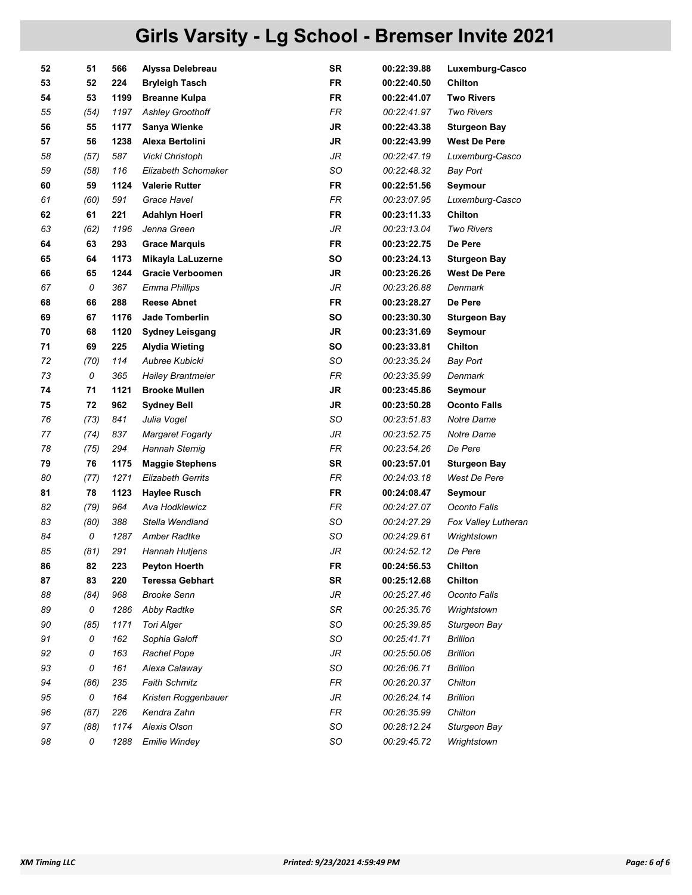# Girls Varsity - Lg School - Bremser Invite 2021

| | | | | | | |
|---|---|---|---|---|---|---|
| **52** | **51** | **566** | **Alyssa Delebreau** | **SR** | **00:22:39.88** | **Luxemburg-Casco** |
| **53** | **52** | **224** | **Bryleigh Tasch** | **FR** | **00:22:40.50** | **Chilton** |
| **54** | **53** | **1199** | **Breanne Kulpa** | **FR** | **00:22:41.07** | **Two Rivers** |
| *55* | *(54)* | *1197* | *Ashley Groothoff* | *FR* | *00:22:41.97* | *Two Rivers* |
| **56** | **55** | **1177** | **Sanya Wienke** | **JR** | **00:22:43.38** | **Sturgeon Bay** |
| **57** | **56** | **1238** | **Alexa Bertolini** | **JR** | **00:22:43.99** | **West De Pere** |
| *58* | *(57)* | *587* | *Vicki Christoph* | *JR* | *00:22:47.19* | *Luxemburg-Casco* |
| *59* | *(58)* | *116* | *Elizabeth Schomaker* | *SO* | *00:22:48.32* | *Bay Port* |
| **60** | **59** | **1124** | **Valerie Rutter** | **FR** | **00:22:51.56** | **Seymour** |
| *61* | *(60)* | *591* | *Grace Havel* | *FR* | *00:23:07.95* | *Luxemburg-Casco* |
| **62** | **61** | **221** | **Adahlyn Hoerl** | **FR** | **00:23:11.33** | **Chilton** |
| *63* | *(62)* | *1196* | *Jenna Green* | *JR* | *00:23:13.04* | *Two Rivers* |
| **64** | **63** | **293** | **Grace Marquis** | **FR** | **00:23:22.75** | **De Pere** |
| **65** | **64** | **1173** | **Mikayla LaLuzerne** | **SO** | **00:23:24.13** | **Sturgeon Bay** |
| **66** | **65** | **1244** | **Gracie Verboomen** | **JR** | **00:23:26.26** | **West De Pere** |
| *67* | *0* | *367* | *Emma Phillips* | *JR* | *00:23:26.88* | *Denmark* |
| **68** | **66** | **288** | **Reese Abnet** | **FR** | **00:23:28.27** | **De Pere** |
| **69** | **67** | **1176** | **Jade Tomberlin** | **SO** | **00:23:30.30** | **Sturgeon Bay** |
| **70** | **68** | **1120** | **Sydney Leisgang** | **JR** | **00:23:31.69** | **Seymour** |
| **71** | **69** | **225** | **Alydia Wieting** | **SO** | **00:23:33.81** | **Chilton** |
| *72* | *(70)* | *114* | *Aubree Kubicki* | *SO* | *00:23:35.24* | *Bay Port* |
| *73* | *0* | *365* | *Hailey Brantmeier* | *FR* | *00:23:35.99* | *Denmark* |
| **74** | **71** | **1121** | **Brooke Mullen** | **JR** | **00:23:45.86** | **Seymour** |
| **75** | **72** | **962** | **Sydney Bell** | **JR** | **00:23:50.28** | **Oconto Falls** |
| *76* | *(73)* | *841* | *Julia Vogel* | *SO* | *00:23:51.83* | *Notre Dame* |
| *77* | *(74)* | *837* | *Margaret Fogarty* | *JR* | *00:23:52.75* | *Notre Dame* |
| *78* | *(75)* | *294* | *Hannah Sternig* | *FR* | *00:23:54.26* | *De Pere* |
| **79** | **76** | **1175** | **Maggie Stephens** | **SR** | **00:23:57.01** | **Sturgeon Bay** |
| *80* | *(77)* | *1271* | *Elizabeth Gerrits* | *FR* | *00:24:03.18* | *West De Pere* |
| **81** | **78** | **1123** | **Haylee Rusch** | **FR** | **00:24:08.47** | **Seymour** |
| *82* | *(79)* | *964* | *Ava Hodkiewicz* | *FR* | *00:24:27.07* | *Oconto Falls* |
| *83* | *(80)* | *388* | *Stella Wendland* | *SO* | *00:24:27.29* | *Fox Valley Lutheran* |
| *84* | *0* | *1287* | *Amber Radtke* | *SO* | *00:24:29.61* | *Wrightstown* |
| *85* | *(81)* | *291* | *Hannah Hutjens* | *JR* | *00:24:52.12* | *De Pere* |
| **86** | **82** | **223** | **Peyton Hoerth** | **FR** | **00:24:56.53** | **Chilton** |
| **87** | **83** | **220** | **Teressa Gebhart** | **SR** | **00:25:12.68** | **Chilton** |
| *88* | *(84)* | *968* | *Brooke Senn* | *JR* | *00:25:27.46* | *Oconto Falls* |
| *89* | *0* | *1286* | *Abby Radtke* | *SR* | *00:25:35.76* | *Wrightstown* |
| *90* | *(85)* | *1171* | *Tori Alger* | *SO* | *00:25:39.85* | *Sturgeon Bay* |
| *91* | *0* | *162* | *Sophia Galoff* | *SO* | *00:25:41.71* | *Brillion* |
| *92* | *0* | *163* | *Rachel Pope* | *JR* | *00:25:50.06* | *Brillion* |
| *93* | *0* | *161* | *Alexa Calaway* | *SO* | *00:26:06.71* | *Brillion* |
| *94* | *(86)* | *235* | *Faith Schmitz* | *FR* | *00:26:20.37* | *Chilton* |
| *95* | *0* | *164* | *Kristen Roggenbauer* | *JR* | *00:26:24.14* | *Brillion* |
| *96* | *(87)* | *226* | *Kendra Zahn* | *FR* | *00:26:35.99* | *Chilton* |
| *97* | *(88)* | *1174* | *Alexis Olson* | *SO* | *00:28:12.24* | *Sturgeon Bay* |
| *98* | *0* | *1288* | *Emilie Windey* | *SO* | *00:29:45.72* | *Wrightstown* |

*XM Timing LLC* *Printed: 9/23/2021 4:59:49 PM*